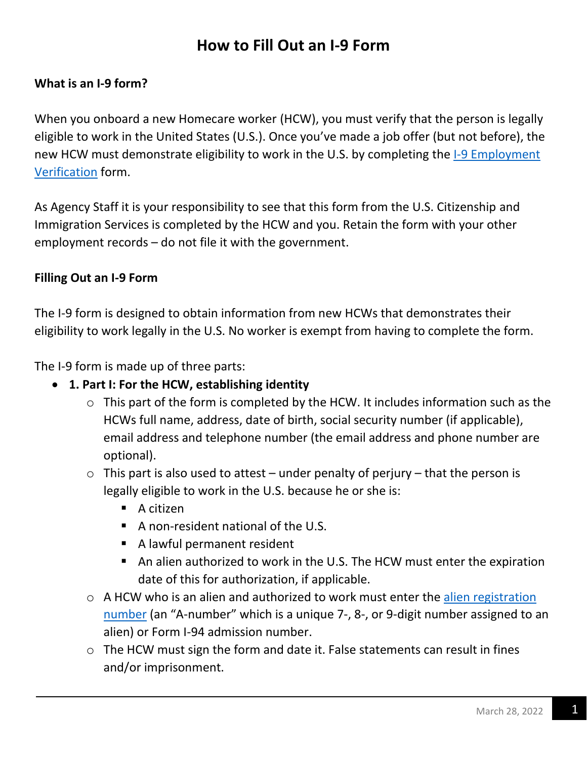# How to Fill Out an I-9 Form

**What is an I-9 form?**

When you onboard a new Homecare worker (HCW), you must verify that the person is legally eligible to work in the United States (U.S.). Once you've made a job offer (but not before), the new HCW must demonstrate eligibility to work in the U.S. by completing the [I-9 Employment Verification]() form.

As Agency Staff it is your responsibility to see that this form from the U.S. Citizenship and Immigration Services is completed by the HCW and you. Retain the form with your other employment records – do not file it with the government.

**Filling Out an I-9 Form**

The I-9 form is designed to obtain information from new HCWs that demonstrates their eligibility to work legally in the U.S. No worker is exempt from having to complete the form.

The I-9 form is made up of three parts:

- **1. Part I: For the HCW, establishing identity**
  - This part of the form is completed by the HCW. It includes information such as the HCWs full name, address, date of birth, social security number (if applicable), email address and telephone number (the email address and phone number are optional).
  - This part is also used to attest – under penalty of perjury – that the person is legally eligible to work in the U.S. because he or she is:
    - A citizen
    - A non-resident national of the U.S.
    - A lawful permanent resident
    - An alien authorized to work in the U.S. The HCW must enter the expiration date of this for authorization, if applicable.
  - A HCW who is an alien and authorized to work must enter the [alien registration number]() (an "A-number" which is a unique 7-, 8-, or 9-digit number assigned to an alien) or Form I-94 admission number.
  - The HCW must sign the form and date it. False statements can result in fines and/or imprisonment.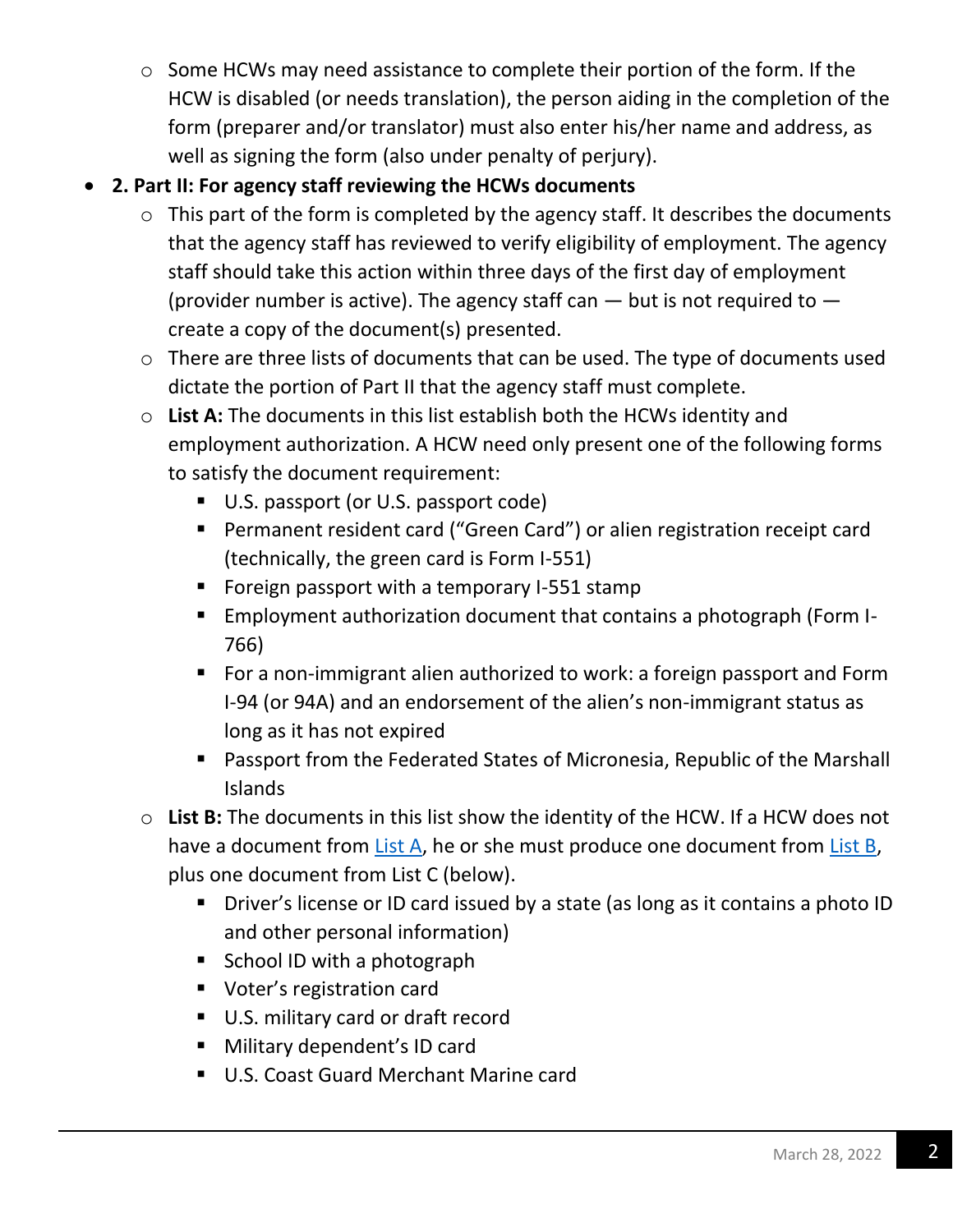- Some HCWs may need assistance to complete their portion of the form. If the HCW is disabled (or needs translation), the person aiding in the completion of the form (preparer and/or translator) must also enter his/her name and address, as well as signing the form (also under penalty of perjury).

- **2. Part II: For agency staff reviewing the HCWs documents**
  - This part of the form is completed by the agency staff. It describes the documents that the agency staff has reviewed to verify eligibility of employment. The agency staff should take this action within three days of the first day of employment (provider number is active). The agency staff can — but is not required to — create a copy of the document(s) presented.
  - There are three lists of documents that can be used. The type of documents used dictate the portion of Part II that the agency staff must complete.
  - **List A:** The documents in this list establish both the HCWs identity and employment authorization. A HCW need only present one of the following forms to satisfy the document requirement:
    - U.S. passport (or U.S. passport code)
    - Permanent resident card ("Green Card") or alien registration receipt card (technically, the green card is Form I-551)
    - Foreign passport with a temporary I-551 stamp
    - Employment authorization document that contains a photograph (Form I-766)
    - For a non-immigrant alien authorized to work: a foreign passport and Form I-94 (or 94A) and an endorsement of the alien's non-immigrant status as long as it has not expired
    - Passport from the Federated States of Micronesia, Republic of the Marshall Islands
  - **List B:** The documents in this list show the identity of the HCW. If a HCW does not have a document from List A, he or she must produce one document from List B, plus one document from List C (below).
    - Driver's license or ID card issued by a state (as long as it contains a photo ID and other personal information)
    - School ID with a photograph
    - Voter's registration card
    - U.S. military card or draft record
    - Military dependent's ID card
    - U.S. Coast Guard Merchant Marine card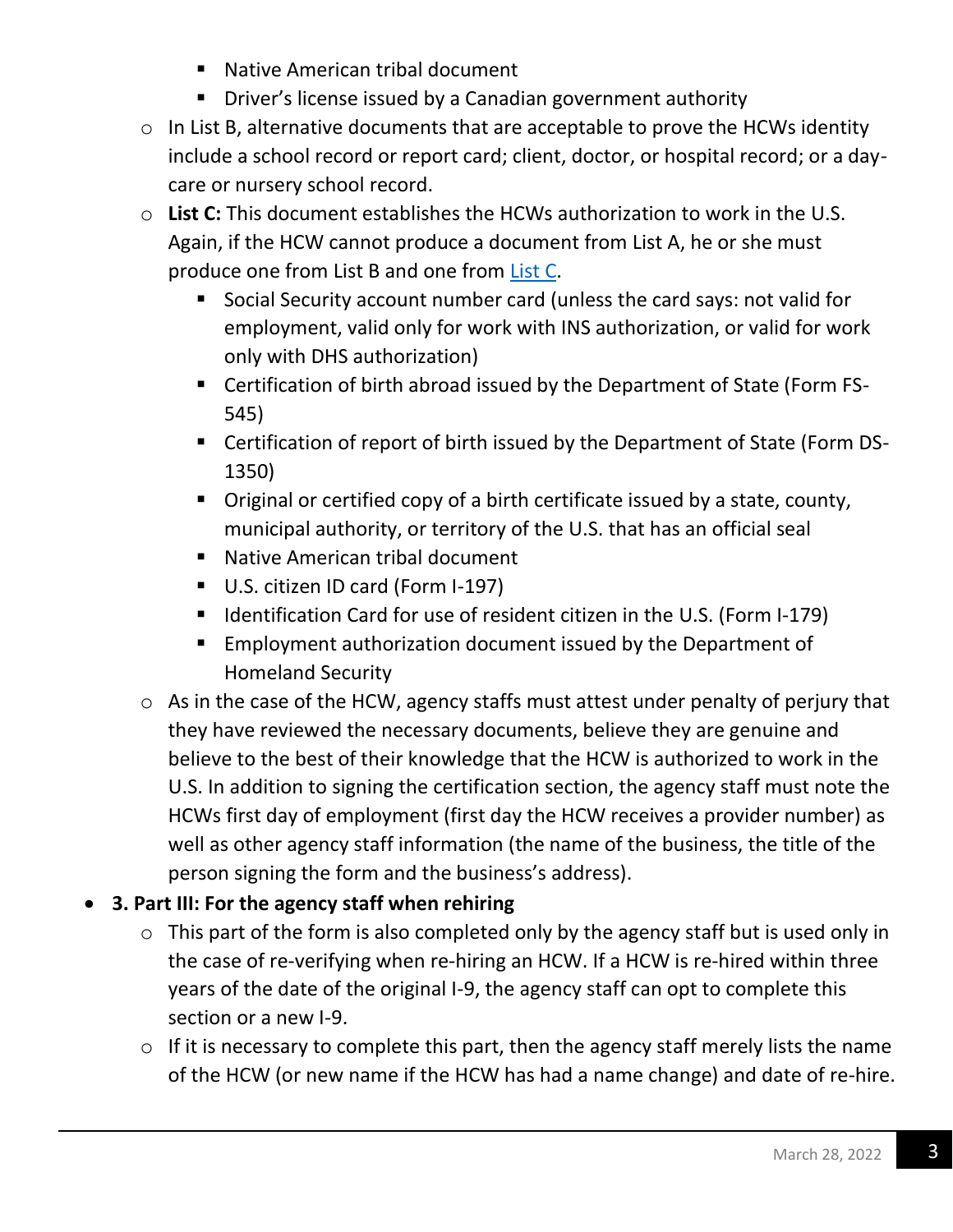- Native American tribal document
        - Driver's license issued by a Canadian government authority
    - In List B, alternative documents that are acceptable to prove the HCWs identity include a school record or report card; client, doctor, or hospital record; or a day-care or nursery school record.
    - **List C:** This document establishes the HCWs authorization to work in the U.S. Again, if the HCW cannot produce a document from List A, he or she must produce one from List B and one from List C.
        - Social Security account number card (unless the card says: not valid for employment, valid only for work with INS authorization, or valid for work only with DHS authorization)
        - Certification of birth abroad issued by the Department of State (Form FS-545)
        - Certification of report of birth issued by the Department of State (Form DS-1350)
        - Original or certified copy of a birth certificate issued by a state, county, municipal authority, or territory of the U.S. that has an official seal
        - Native American tribal document
        - U.S. citizen ID card (Form I-197)
        - Identification Card for use of resident citizen in the U.S. (Form I-179)
        - Employment authorization document issued by the Department of Homeland Security
    - As in the case of the HCW, agency staffs must attest under penalty of perjury that they have reviewed the necessary documents, believe they are genuine and believe to the best of their knowledge that the HCW is authorized to work in the U.S. In addition to signing the certification section, the agency staff must note the HCWs first day of employment (first day the HCW receives a provider number) as well as other agency staff information (the name of the business, the title of the person signing the form and the business's address).
- **3. Part III: For the agency staff when rehiring**
    - This part of the form is also completed only by the agency staff but is used only in the case of re-verifying when re-hiring an HCW. If a HCW is re-hired within three years of the date of the original I-9, the agency staff can opt to complete this section or a new I-9.
    - If it is necessary to complete this part, then the agency staff merely lists the name of the HCW (or new name if the HCW has had a name change) and date of re-hire.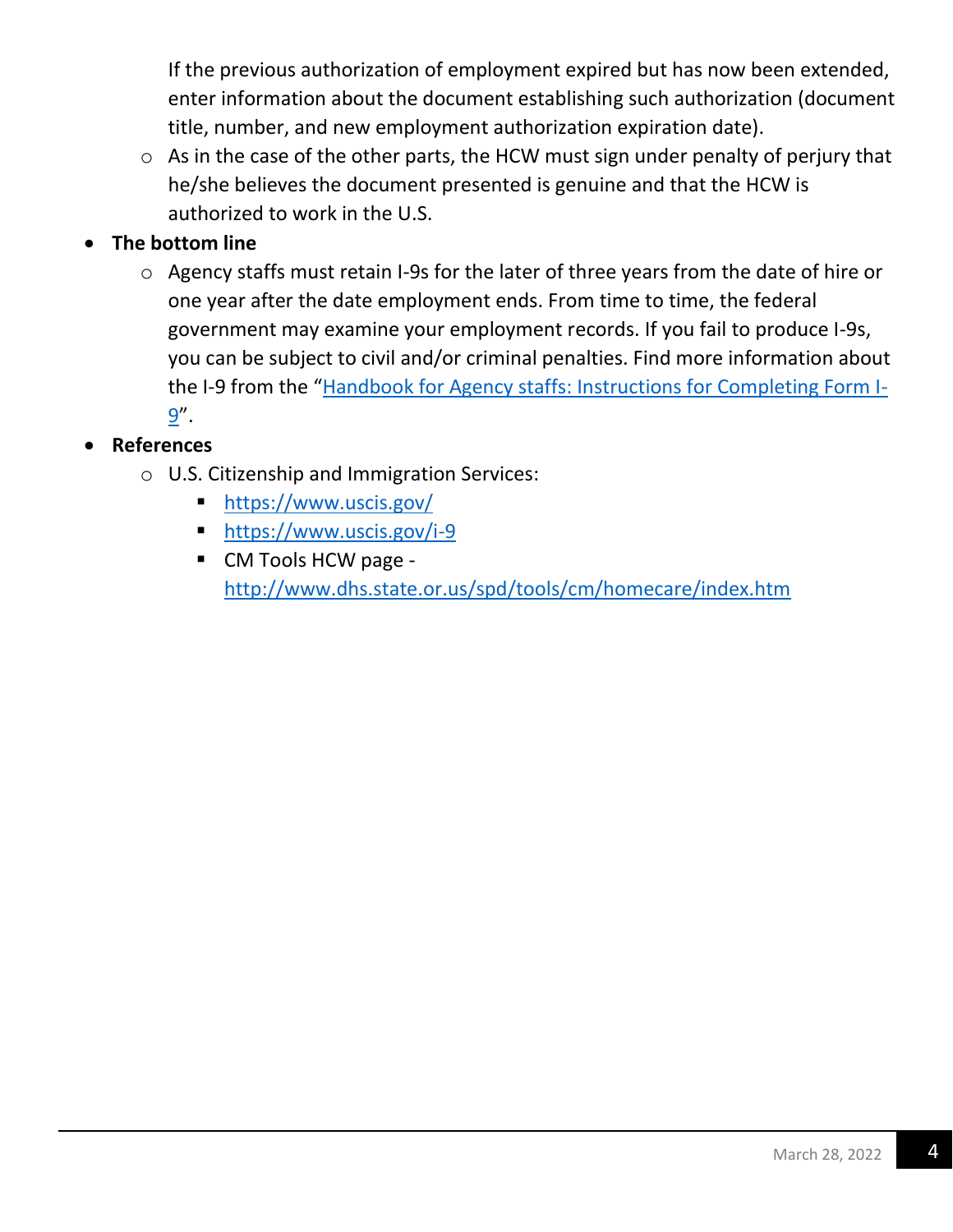If the previous authorization of employment expired but has now been extended, enter information about the document establishing such authorization (document title, number, and new employment authorization expiration date).

  - As in the case of the other parts, the HCW must sign under penalty of perjury that he/she believes the document presented is genuine and that the HCW is authorized to work in the U.S.

- **The bottom line**
  - Agency staffs must retain I-9s for the later of three years from the date of hire or one year after the date employment ends. From time to time, the federal government may examine your employment records. If you fail to produce I-9s, you can be subject to civil and/or criminal penalties. Find more information about the I-9 from the "Handbook for Agency staffs: Instructions for Completing Form I-9".

- **References**
  - U.S. Citizenship and Immigration Services:
    - https://www.uscis.gov/
    - https://www.uscis.gov/i-9
    - CM Tools HCW page - http://www.dhs.state.or.us/spd/tools/cm/homecare/index.htm